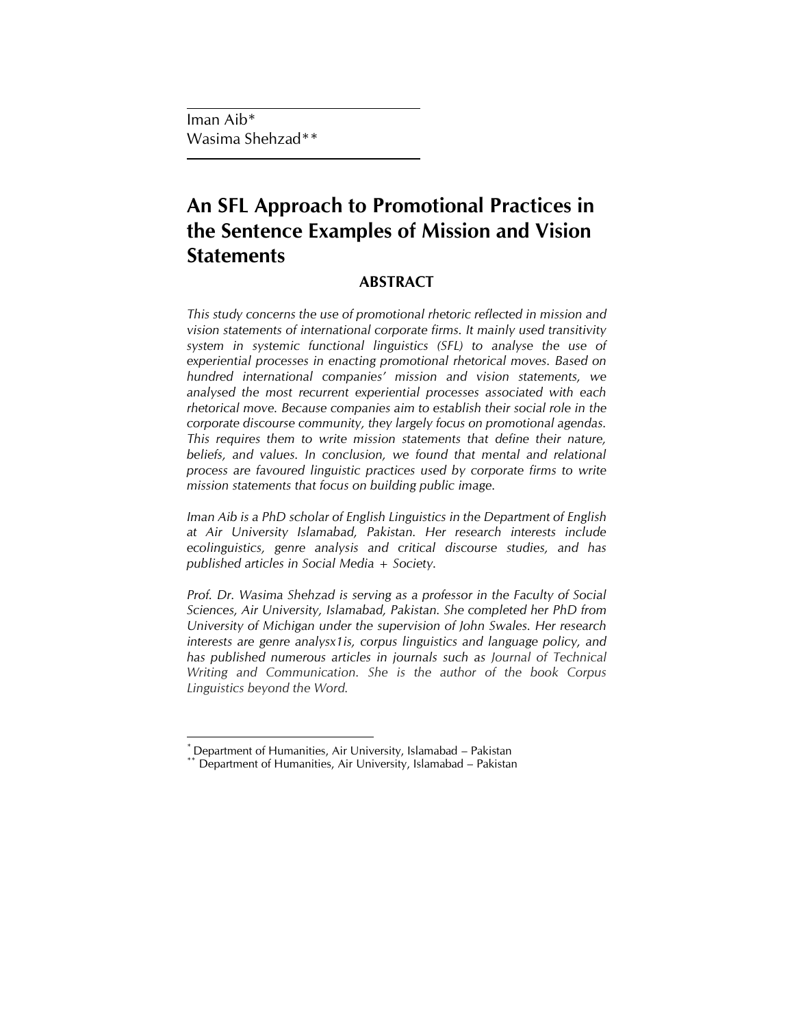Iman Aib[*]
Wasima Shehzad[**]

# An SFL Approach to Promotional Practices in the Sentence Examples of Mission and Vision Statements

## ABSTRACT

*This study concerns the use of promotional rhetoric reflected in mission and vision statements of international corporate firms. It mainly used transitivity system in systemic functional linguistics (SFL) to analyse the use of experiential processes in enacting promotional rhetorical moves. Based on hundred international companies' mission and vision statements, we analysed the most recurrent experiential processes associated with each rhetorical move. Because companies aim to establish their social role in the corporate discourse community, they largely focus on promotional agendas. This requires them to write mission statements that define their nature, beliefs, and values. In conclusion, we found that mental and relational process are favoured linguistic practices used by corporate firms to write mission statements that focus on building public image.*

*Iman Aib is a PhD scholar of English Linguistics in the Department of English at Air University Islamabad, Pakistan. Her research interests include ecolinguistics, genre analysis and critical discourse studies, and has published articles in Social Media + Society.*

*Prof. Dr. Wasima Shehzad is serving as a professor in the Faculty of Social Sciences, Air University, Islamabad, Pakistan. She completed her PhD from University of Michigan under the supervision of John Swales. Her research interests are genre analysx1is, corpus linguistics and language policy, and has published numerous articles in journals such as Journal of Technical Writing and Communication. She is the author of the book Corpus Linguistics beyond the Word.*

---

[*] Department of Humanities, Air University, Islamabad – Pakistan
[**] Department of Humanities, Air University, Islamabad – Pakistan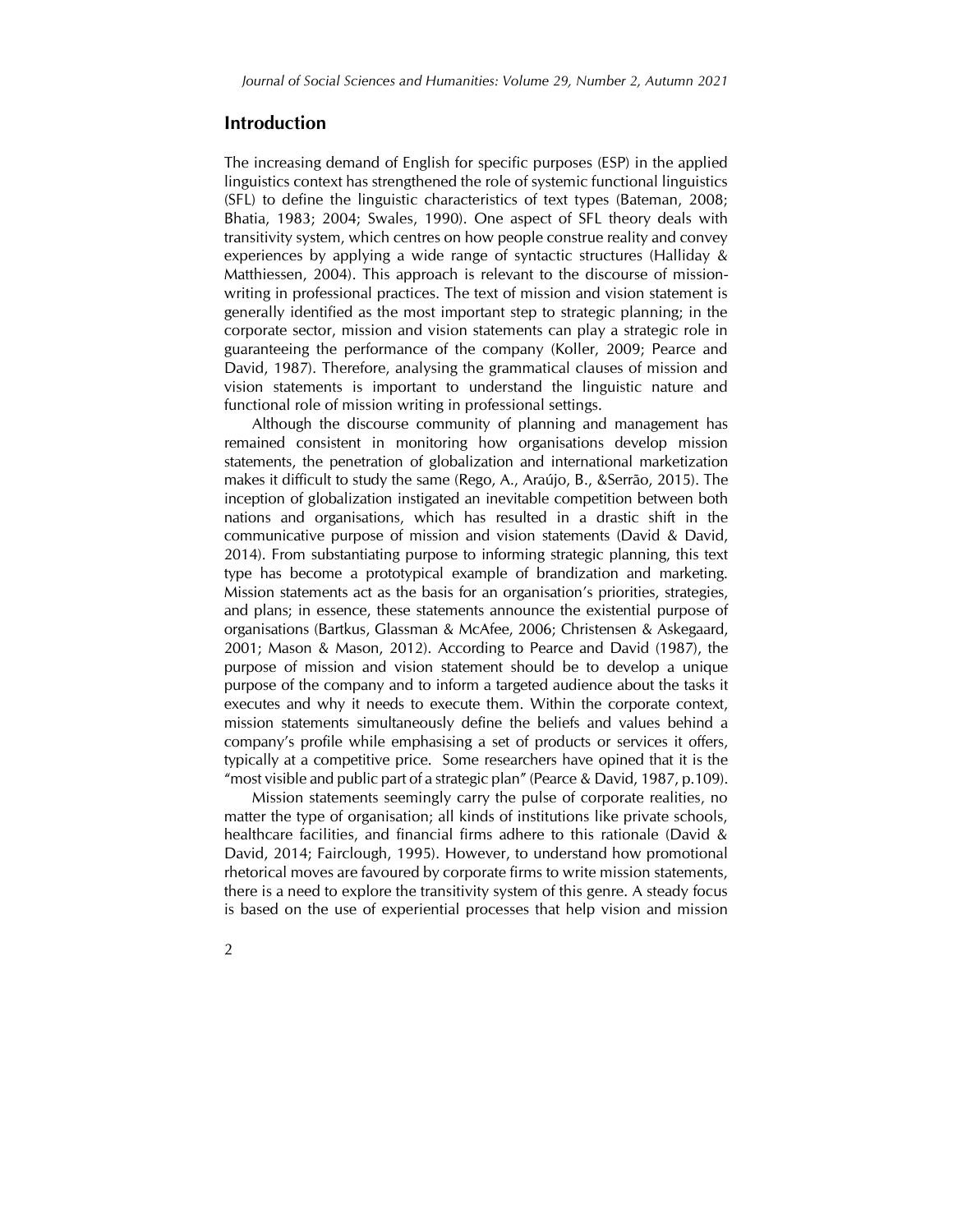## Introduction

The increasing demand of English for specific purposes (ESP) in the applied linguistics context has strengthened the role of systemic functional linguistics (SFL) to define the linguistic characteristics of text types (Bateman, 2008; Bhatia, 1983; 2004; Swales, 1990). One aspect of SFL theory deals with transitivity system, which centres on how people construe reality and convey experiences by applying a wide range of syntactic structures (Halliday & Matthiessen, 2004). This approach is relevant to the discourse of mission-writing in professional practices. The text of mission and vision statement is generally identified as the most important step to strategic planning; in the corporate sector, mission and vision statements can play a strategic role in guaranteeing the performance of the company (Koller, 2009; Pearce and David, 1987). Therefore, analysing the grammatical clauses of mission and vision statements is important to understand the linguistic nature and functional role of mission writing in professional settings.

Although the discourse community of planning and management has remained consistent in monitoring how organisations develop mission statements, the penetration of globalization and international marketization makes it difficult to study the same (Rego, A., Araújo, B., &Serrão, 2015). The inception of globalization instigated an inevitable competition between both nations and organisations, which has resulted in a drastic shift in the communicative purpose of mission and vision statements (David & David, 2014). From substantiating purpose to informing strategic planning, this text type has become a prototypical example of brandization and marketing. Mission statements act as the basis for an organisation's priorities, strategies, and plans; in essence, these statements announce the existential purpose of organisations (Bartkus, Glassman & McAfee, 2006; Christensen & Askegaard, 2001; Mason & Mason, 2012). According to Pearce and David (1987), the purpose of mission and vision statement should be to develop a unique purpose of the company and to inform a targeted audience about the tasks it executes and why it needs to execute them. Within the corporate context, mission statements simultaneously define the beliefs and values behind a company's profile while emphasising a set of products or services it offers, typically at a competitive price. Some researchers have opined that it is the "most visible and public part of a strategic plan" (Pearce & David, 1987, p.109).

Mission statements seemingly carry the pulse of corporate realities, no matter the type of organisation; all kinds of institutions like private schools, healthcare facilities, and financial firms adhere to this rationale (David & David, 2014; Fairclough, 1995). However, to understand how promotional rhetorical moves are favoured by corporate firms to write mission statements, there is a need to explore the transitivity system of this genre. A steady focus is based on the use of experiential processes that help vision and mission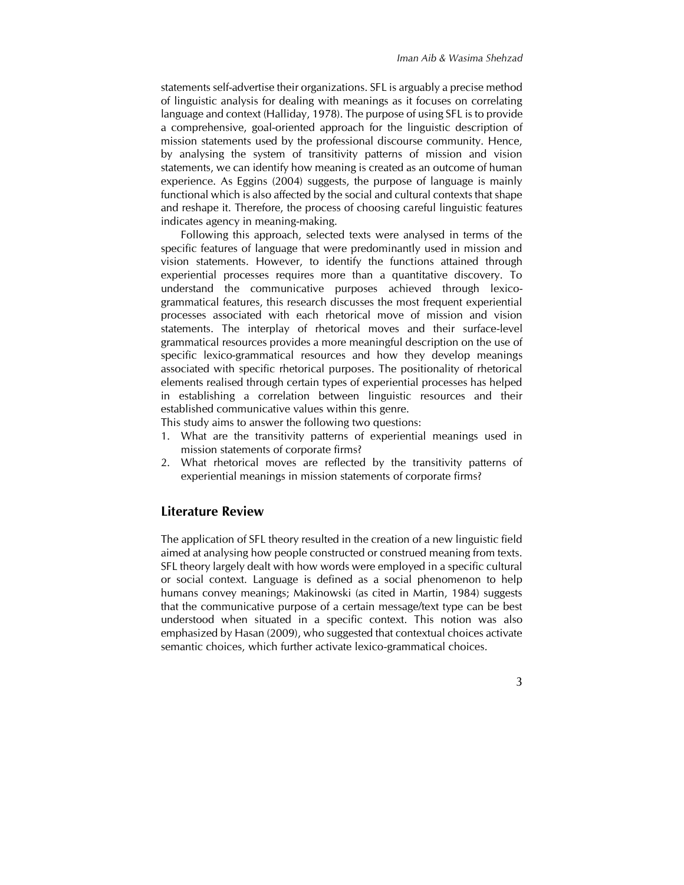statements self-advertise their organizations. SFL is arguably a precise method of linguistic analysis for dealing with meanings as it focuses on correlating language and context (Halliday, 1978). The purpose of using SFL is to provide a comprehensive, goal-oriented approach for the linguistic description of mission statements used by the professional discourse community. Hence, by analysing the system of transitivity patterns of mission and vision statements, we can identify how meaning is created as an outcome of human experience. As Eggins (2004) suggests, the purpose of language is mainly functional which is also affected by the social and cultural contexts that shape and reshape it. Therefore, the process of choosing careful linguistic features indicates agency in meaning-making.

Following this approach, selected texts were analysed in terms of the specific features of language that were predominantly used in mission and vision statements. However, to identify the functions attained through experiential processes requires more than a quantitative discovery. To understand the communicative purposes achieved through lexico-grammatical features, this research discusses the most frequent experiential processes associated with each rhetorical move of mission and vision statements. The interplay of rhetorical moves and their surface-level grammatical resources provides a more meaningful description on the use of specific lexico-grammatical resources and how they develop meanings associated with specific rhetorical purposes. The positionality of rhetorical elements realised through certain types of experiential processes has helped in establishing a correlation between linguistic resources and their established communicative values within this genre.

This study aims to answer the following two questions:

1. What are the transitivity patterns of experiential meanings used in mission statements of corporate firms?
2. What rhetorical moves are reflected by the transitivity patterns of experiential meanings in mission statements of corporate firms?

## Literature Review

The application of SFL theory resulted in the creation of a new linguistic field aimed at analysing how people constructed or construed meaning from texts. SFL theory largely dealt with how words were employed in a specific cultural or social context. Language is defined as a social phenomenon to help humans convey meanings; Makinowski (as cited in Martin, 1984) suggests that the communicative purpose of a certain message/text type can be best understood when situated in a specific context. This notion was also emphasized by Hasan (2009), who suggested that contextual choices activate semantic choices, which further activate lexico-grammatical choices.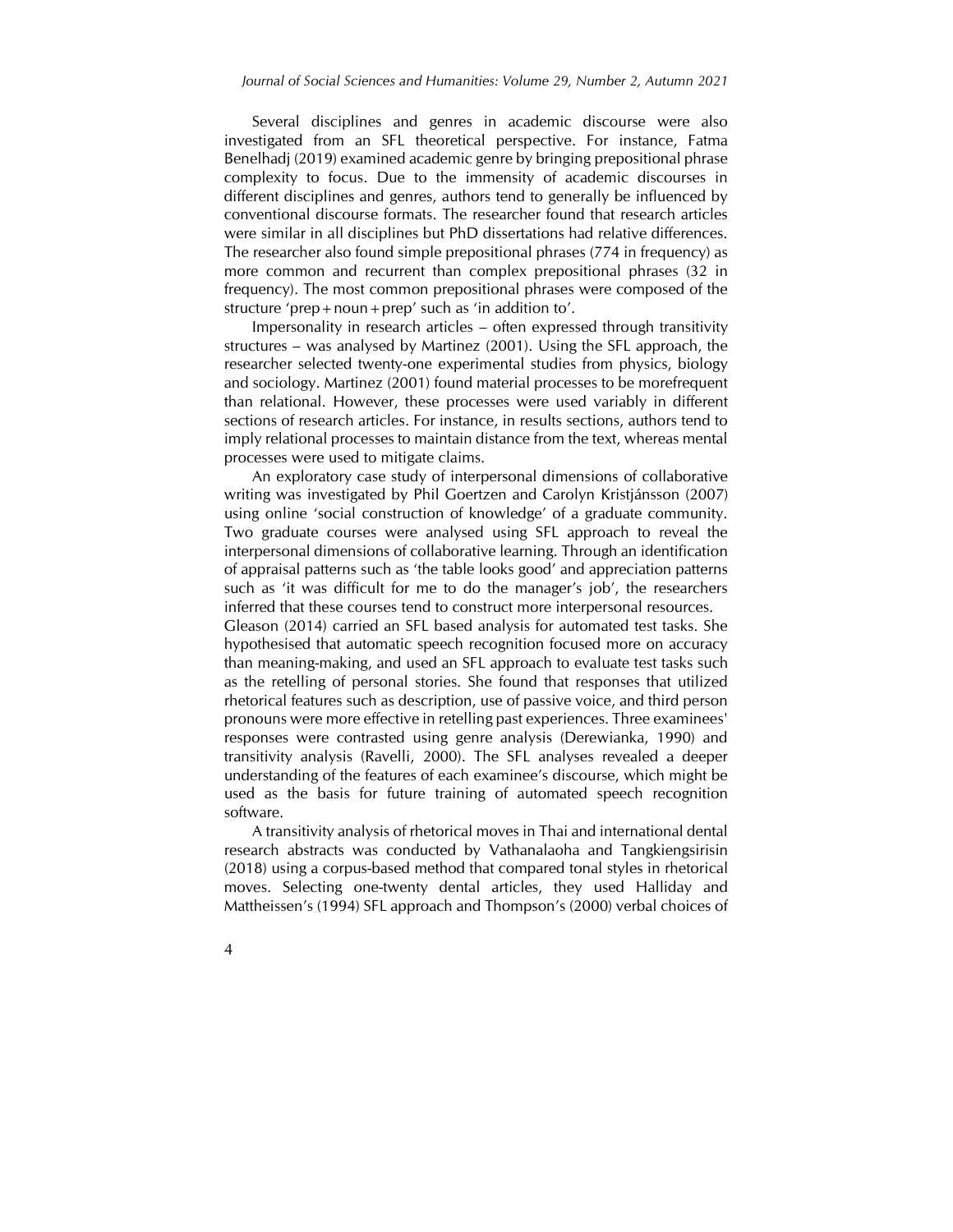Several disciplines and genres in academic discourse were also investigated from an SFL theoretical perspective. For instance, Fatma Benelhadj (2019) examined academic genre by bringing prepositional phrase complexity to focus. Due to the immensity of academic discourses in different disciplines and genres, authors tend to generally be influenced by conventional discourse formats. The researcher found that research articles were similar in all disciplines but PhD dissertations had relative differences. The researcher also found simple prepositional phrases (774 in frequency) as more common and recurrent than complex prepositional phrases (32 in frequency). The most common prepositional phrases were composed of the structure 'prep + noun + prep' such as 'in addition to'.

Impersonality in research articles – often expressed through transitivity structures – was analysed by Martinez (2001). Using the SFL approach, the researcher selected twenty-one experimental studies from physics, biology and sociology. Martinez (2001) found material processes to be morefrequent than relational. However, these processes were used variably in different sections of research articles. For instance, in results sections, authors tend to imply relational processes to maintain distance from the text, whereas mental processes were used to mitigate claims.

An exploratory case study of interpersonal dimensions of collaborative writing was investigated by Phil Goertzen and Carolyn Kristjánsson (2007) using online 'social construction of knowledge' of a graduate community. Two graduate courses were analysed using SFL approach to reveal the interpersonal dimensions of collaborative learning. Through an identification of appraisal patterns such as 'the table looks good' and appreciation patterns such as 'it was difficult for me to do the manager's job', the researchers inferred that these courses tend to construct more interpersonal resources.

Gleason (2014) carried an SFL based analysis for automated test tasks. She hypothesised that automatic speech recognition focused more on accuracy than meaning-making, and used an SFL approach to evaluate test tasks such as the retelling of personal stories. She found that responses that utilized rhetorical features such as description, use of passive voice, and third person pronouns were more effective in retelling past experiences. Three examinees' responses were contrasted using genre analysis (Derewianka, 1990) and transitivity analysis (Ravelli, 2000). The SFL analyses revealed a deeper understanding of the features of each examinee's discourse, which might be used as the basis for future training of automated speech recognition software.

A transitivity analysis of rhetorical moves in Thai and international dental research abstracts was conducted by Vathanalaoha and Tangkiengsirisin (2018) using a corpus-based method that compared tonal styles in rhetorical moves. Selecting one-twenty dental articles, they used Halliday and Mattheissen's (1994) SFL approach and Thompson's (2000) verbal choices of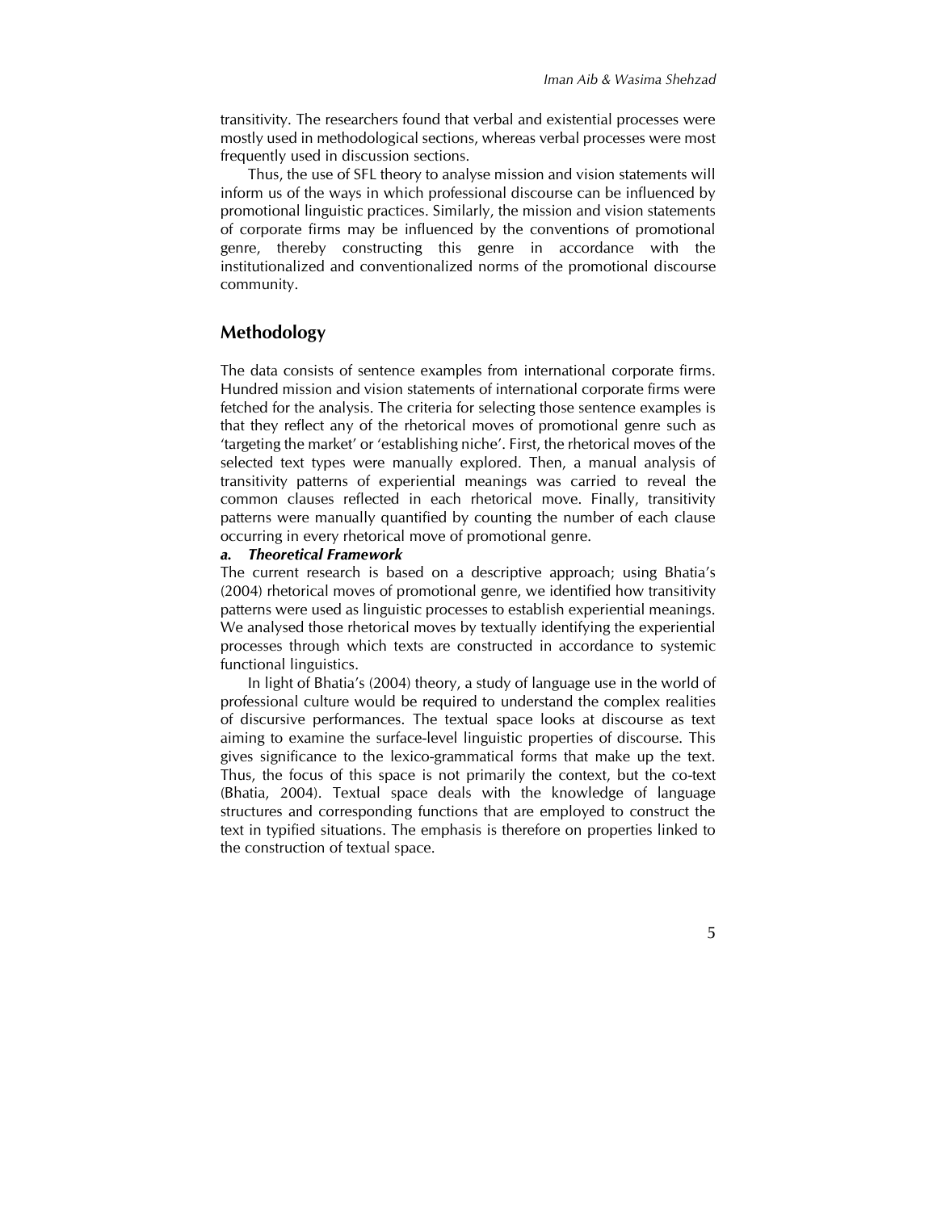transitivity. The researchers found that verbal and existential processes were mostly used in methodological sections, whereas verbal processes were most frequently used in discussion sections.

Thus, the use of SFL theory to analyse mission and vision statements will inform us of the ways in which professional discourse can be influenced by promotional linguistic practices. Similarly, the mission and vision statements of corporate firms may be influenced by the conventions of promotional genre, thereby constructing this genre in accordance with the institutionalized and conventionalized norms of the promotional discourse community.

## Methodology

The data consists of sentence examples from international corporate firms. Hundred mission and vision statements of international corporate firms were fetched for the analysis. The criteria for selecting those sentence examples is that they reflect any of the rhetorical moves of promotional genre such as 'targeting the market' or 'establishing niche'. First, the rhetorical moves of the selected text types were manually explored. Then, a manual analysis of transitivity patterns of experiential meanings was carried to reveal the common clauses reflected in each rhetorical move. Finally, transitivity patterns were manually quantified by counting the number of each clause occurring in every rhetorical move of promotional genre.

### a. Theoretical Framework

The current research is based on a descriptive approach; using Bhatia's (2004) rhetorical moves of promotional genre, we identified how transitivity patterns were used as linguistic processes to establish experiential meanings. We analysed those rhetorical moves by textually identifying the experiential processes through which texts are constructed in accordance to systemic functional linguistics.

In light of Bhatia's (2004) theory, a study of language use in the world of professional culture would be required to understand the complex realities of discursive performances. The textual space looks at discourse as text aiming to examine the surface-level linguistic properties of discourse. This gives significance to the lexico-grammatical forms that make up the text. Thus, the focus of this space is not primarily the context, but the co-text (Bhatia, 2004). Textual space deals with the knowledge of language structures and corresponding functions that are employed to construct the text in typified situations. The emphasis is therefore on properties linked to the construction of textual space.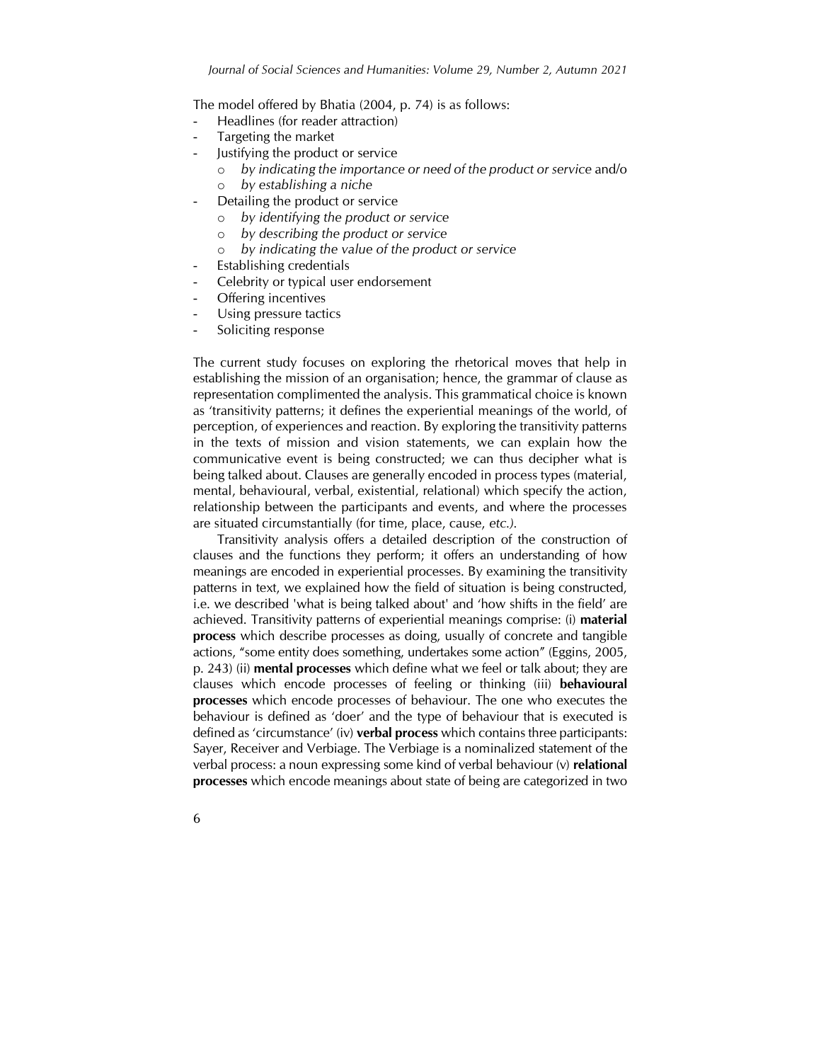The model offered by Bhatia (2004, p. 74) is as follows:

- Headlines (for reader attraction)
- Targeting the market
- Justifying the product or service
    - *by indicating the importance or need of the product or service* and/o
    - *by establishing a niche*
- Detailing the product or service
    - *by identifying the product or service*
    - *by describing the product or service*
    - *by indicating the value of the product or service*
- Establishing credentials
- Celebrity or typical user endorsement
- Offering incentives
- Using pressure tactics
- Soliciting response

The current study focuses on exploring the rhetorical moves that help in establishing the mission of an organisation; hence, the grammar of clause as representation complimented the analysis. This grammatical choice is known as 'transitivity patterns; it defines the experiential meanings of the world, of perception, of experiences and reaction. By exploring the transitivity patterns in the texts of mission and vision statements, we can explain how the communicative event is being constructed; we can thus decipher what is being talked about. Clauses are generally encoded in process types (material, mental, behavioural, verbal, existential, relational) which specify the action, relationship between the participants and events, and where the processes are situated circumstantially (for time, place, cause, *etc.)*.

Transitivity analysis offers a detailed description of the construction of clauses and the functions they perform; it offers an understanding of how meanings are encoded in experiential processes. By examining the transitivity patterns in text, we explained how the field of situation is being constructed, i.e. we described 'what is being talked about' and 'how shifts in the field' are achieved. Transitivity patterns of experiential meanings comprise: (i) **material process** which describe processes as doing, usually of concrete and tangible actions, "some entity does something, undertakes some action" (Eggins, 2005, p. 243) (ii) **mental processes** which define what we feel or talk about; they are clauses which encode processes of feeling or thinking (iii) **behavioural processes** which encode processes of behaviour. The one who executes the behaviour is defined as 'doer' and the type of behaviour that is executed is defined as 'circumstance' (iv) **verbal process** which contains three participants: Sayer, Receiver and Verbiage. The Verbiage is a nominalized statement of the verbal process: a noun expressing some kind of verbal behaviour (v) **relational processes** which encode meanings about state of being are categorized in two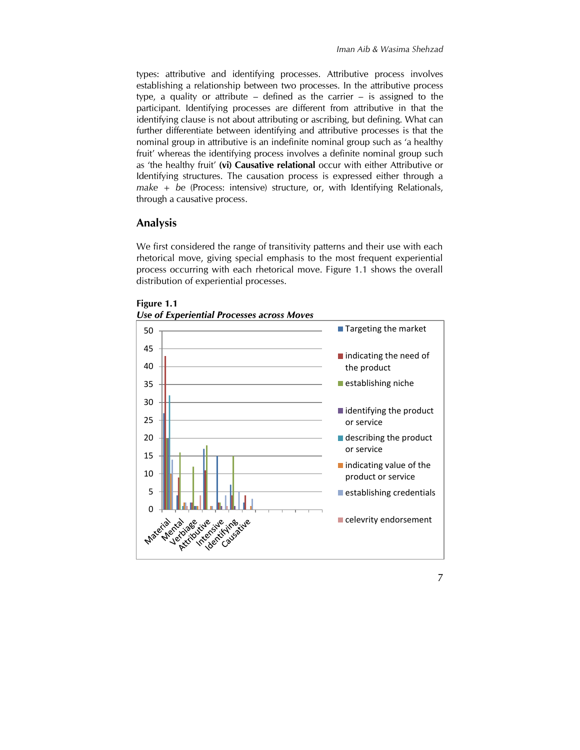types: attributive and identifying processes. Attributive process involves establishing a relationship between two processes. In the attributive process type, a quality or attribute – defined as the carrier – is assigned to the participant. Identifying processes are different from attributive in that the identifying clause is not about attributing or ascribing, but defining. What can further differentiate between identifying and attributive processes is that the nominal group in attributive is an indefinite nominal group such as 'a healthy fruit' whereas the identifying process involves a definite nominal group such as 'the healthy fruit' **(vi) Causative relational** occur with either Attributive or Identifying structures. The causation process is expressed either through a *make* + *be* (Process: intensive) structure, or, with Identifying Relationals, through a causative process.

## Analysis

We first considered the range of transitivity patterns and their use with each rhetorical move, giving special emphasis to the most frequent experiential process occurring with each rhetorical move. Figure 1.1 shows the overall distribution of experiential processes.

**Figure 1.1**
***Use of Experiential Processes across Moves***

50
45
40
35
30
25
20
15
10
5
0

Material Mental Verbiage Attributive Intensive Identifying Causative

- Targeting the market
- indicating the need of the product
- establishing niche
- identifying the product or service
- describing the product or service
- indicating value of the product or service
- establishing credentials
- celevrity endorsement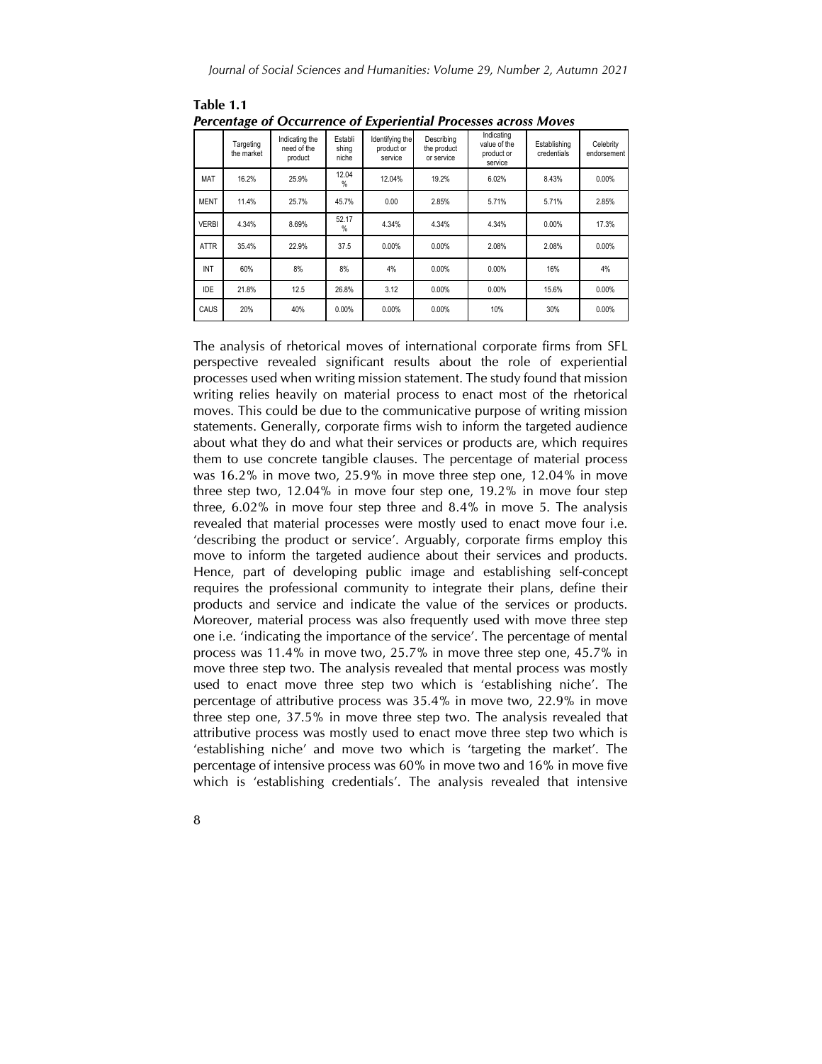**Table 1.1**
***Percentage of Occurrence of Experiential Processes across Moves***

| | Targeting the market | Indicating the need of the product | Establishing niche | Identifying the product or service | Describing the product or service | Indicating value of the product or service | Establishing credentials | Celebrity endorsement |
|---|---|---|---|---|---|---|---|---|
| MAT | 16.2% | 25.9% | 12.04 % | 12.04% | 19.2% | 6.02% | 8.43% | 0.00% |
| MENT | 11.4% | 25.7% | 45.7% | 0.00 | 2.85% | 5.71% | 5.71% | 2.85% |
| VERBI | 4.34% | 8.69% | 52.17 % | 4.34% | 4.34% | 4.34% | 0.00% | 17.3% |
| ATTR | 35.4% | 22.9% | 37.5 | 0.00% | 0.00% | 2.08% | 2.08% | 0.00% |
| INT | 60% | 8% | 8% | 4% | 0.00% | 0.00% | 16% | 4% |
| IDE | 21.8% | 12.5 | 26.8% | 3.12 | 0.00% | 0.00% | 15.6% | 0.00% |
| CAUS | 20% | 40% | 0.00% | 0.00% | 0.00% | 10% | 30% | 0.00% |

The analysis of rhetorical moves of international corporate firms from SFL perspective revealed significant results about the role of experiential processes used when writing mission statement. The study found that mission writing relies heavily on material process to enact most of the rhetorical moves. This could be due to the communicative purpose of writing mission statements. Generally, corporate firms wish to inform the targeted audience about what they do and what their services or products are, which requires them to use concrete tangible clauses. The percentage of material process was 16.2% in move two, 25.9% in move three step one, 12.04% in move three step two, 12.04% in move four step one, 19.2% in move four step three, 6.02% in move four step three and 8.4% in move 5. The analysis revealed that material processes were mostly used to enact move four i.e. 'describing the product or service'. Arguably, corporate firms employ this move to inform the targeted audience about their services and products. Hence, part of developing public image and establishing self-concept requires the professional community to integrate their plans, define their products and service and indicate the value of the services or products. Moreover, material process was also frequently used with move three step one i.e. 'indicating the importance of the service'. The percentage of mental process was 11.4% in move two, 25.7% in move three step one, 45.7% in move three step two. The analysis revealed that mental process was mostly used to enact move three step two which is 'establishing niche'. The percentage of attributive process was 35.4% in move two, 22.9% in move three step one, 37.5% in move three step two. The analysis revealed that attributive process was mostly used to enact move three step two which is 'establishing niche' and move two which is 'targeting the market'. The percentage of intensive process was 60% in move two and 16% in move five which is 'establishing credentials'. The analysis revealed that intensive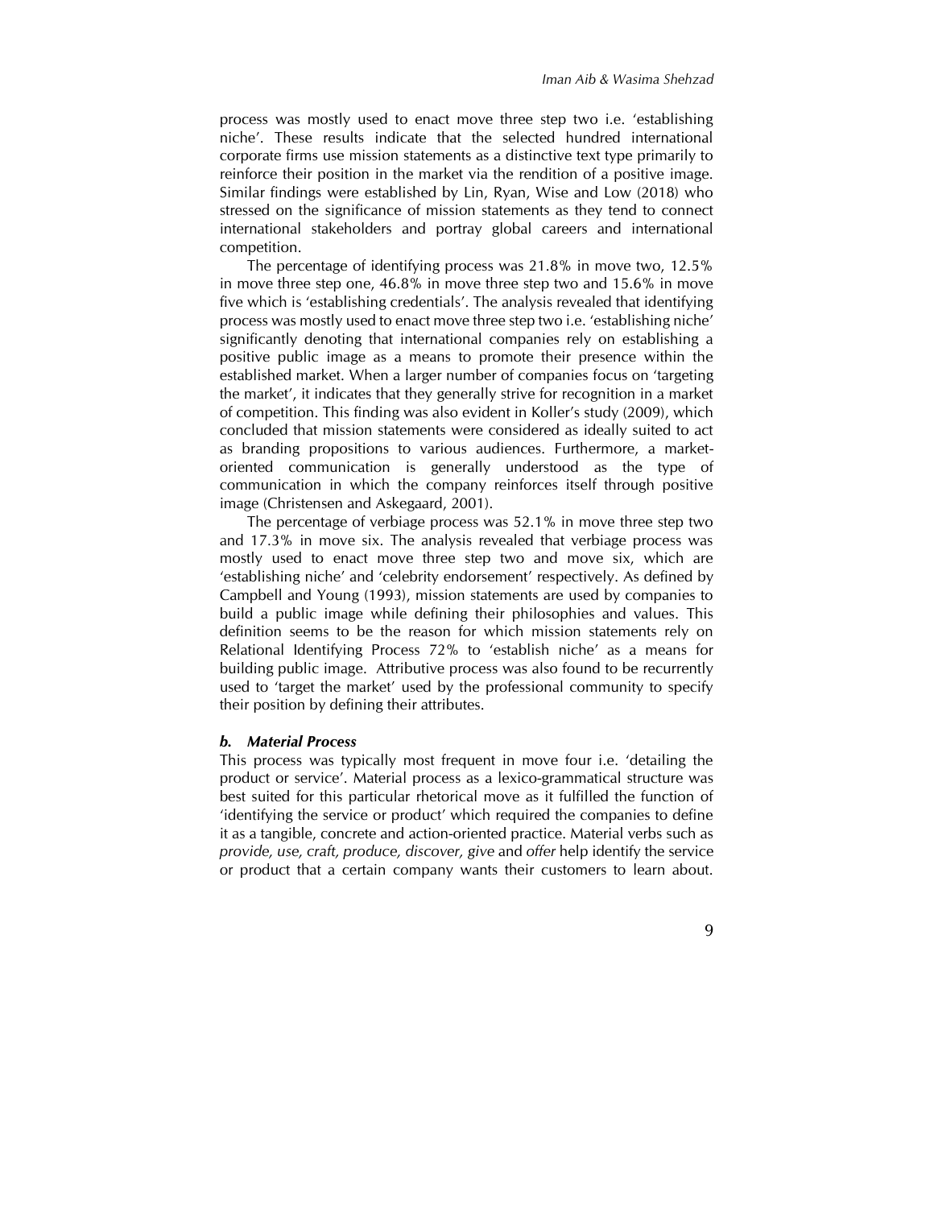process was mostly used to enact move three step two i.e. 'establishing niche'. These results indicate that the selected hundred international corporate firms use mission statements as a distinctive text type primarily to reinforce their position in the market via the rendition of a positive image. Similar findings were established by Lin, Ryan, Wise and Low (2018) who stressed on the significance of mission statements as they tend to connect international stakeholders and portray global careers and international competition.

The percentage of identifying process was 21.8% in move two, 12.5% in move three step one, 46.8% in move three step two and 15.6% in move five which is 'establishing credentials'. The analysis revealed that identifying process was mostly used to enact move three step two i.e. 'establishing niche' significantly denoting that international companies rely on establishing a positive public image as a means to promote their presence within the established market. When a larger number of companies focus on 'targeting the market', it indicates that they generally strive for recognition in a market of competition. This finding was also evident in Koller's study (2009), which concluded that mission statements were considered as ideally suited to act as branding propositions to various audiences. Furthermore, a market-oriented communication is generally understood as the type of communication in which the company reinforces itself through positive image (Christensen and Askegaard, 2001).

The percentage of verbiage process was 52.1% in move three step two and 17.3% in move six. The analysis revealed that verbiage process was mostly used to enact move three step two and move six, which are 'establishing niche' and 'celebrity endorsement' respectively. As defined by Campbell and Young (1993), mission statements are used by companies to build a public image while defining their philosophies and values. This definition seems to be the reason for which mission statements rely on Relational Identifying Process 72% to 'establish niche' as a means for building public image. Attributive process was also found to be recurrently used to 'target the market' used by the professional community to specify their position by defining their attributes.

### *b. Material Process*

This process was typically most frequent in move four i.e. 'detailing the product or service'. Material process as a lexico-grammatical structure was best suited for this particular rhetorical move as it fulfilled the function of 'identifying the service or product' which required the companies to define it as a tangible, concrete and action-oriented practice. Material verbs such as *provide, use, craft, produce, discover, give* and *offer* help identify the service or product that a certain company wants their customers to learn about.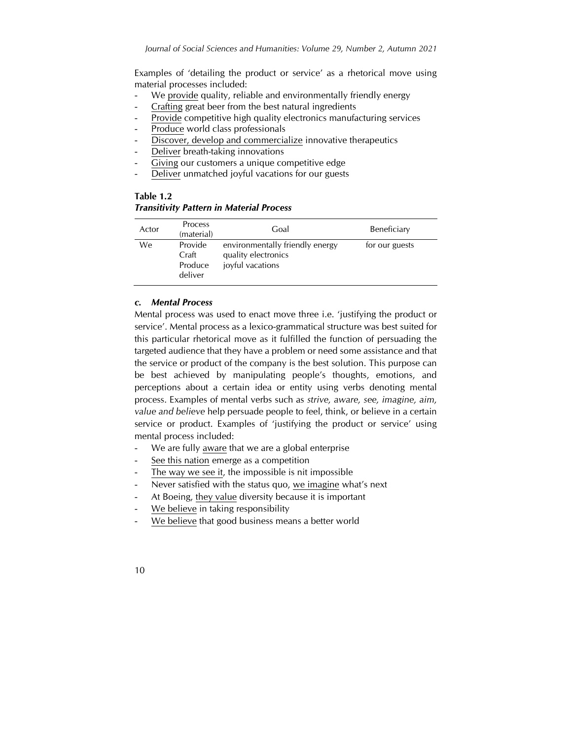Examples of 'detailing the product or service' as a rhetorical move using material processes included:

- We provide quality, reliable and environmentally friendly energy
- Crafting great beer from the best natural ingredients
- Provide competitive high quality electronics manufacturing services
- Produce world class professionals
- Discover, develop and commercialize innovative therapeutics
- Deliver breath-taking innovations
- Giving our customers a unique competitive edge
- Deliver unmatched joyful vacations for our guests

**Table 1.2**
***Transitivity Pattern in Material Process***

| Actor | Process (material) | Goal | Beneficiary |
|---|---|---|---|
| We | Provide<br>Craft<br>Produce<br>deliver | environmentally friendly energy<br>quality electronics<br>joyful vacations | for our guests |

### c. *Mental Process*

Mental process was used to enact move three i.e. 'justifying the product or service'. Mental process as a lexico-grammatical structure was best suited for this particular rhetorical move as it fulfilled the function of persuading the targeted audience that they have a problem or need some assistance and that the service or product of the company is the best solution. This purpose can be best achieved by manipulating people's thoughts, emotions, and perceptions about a certain idea or entity using verbs denoting mental process. Examples of mental verbs such as *strive, aware, see, imagine, aim, value and believe* help persuade people to feel, think, or believe in a certain service or product. Examples of 'justifying the product or service' using mental process included:

- We are fully aware that we are a global enterprise
- See this nation emerge as a competition
- The way we see it, the impossible is nit impossible
- Never satisfied with the status quo, we imagine what's next
- At Boeing, they value diversity because it is important
- We believe in taking responsibility
- We believe that good business means a better world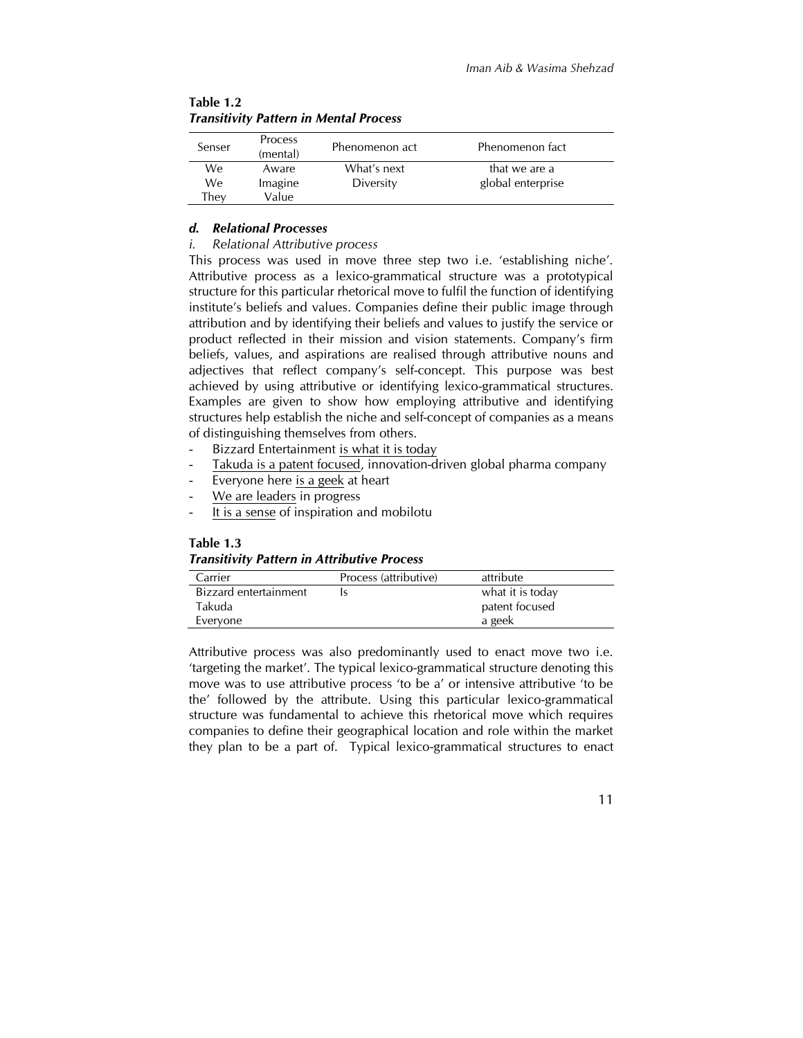**Table 1.2**
***Transitivity Pattern in Mental Process***

| Senser | Process (mental) | Phenomenon act | Phenomenon fact |
|---|---|---|---|
| We | Aware | What's next | that we are a |
| We | Imagine | Diversity | global enterprise |
| They | Value | | |

### *d. Relational Processes*

*i. Relational Attributive process*

This process was used in move three step two i.e. 'establishing niche'. Attributive process as a lexico-grammatical structure was a prototypical structure for this particular rhetorical move to fulfil the function of identifying institute's beliefs and values. Companies define their public image through attribution and by identifying their beliefs and values to justify the service or product reflected in their mission and vision statements. Company's firm beliefs, values, and aspirations are realised through attributive nouns and adjectives that reflect company's self-concept. This purpose was best achieved by using attributive or identifying lexico-grammatical structures. Examples are given to show how employing attributive and identifying structures help establish the niche and self-concept of companies as a means of distinguishing themselves from others.

- Bizzard Entertainment <u>is what it is today</u>
- <u>Takuda is a patent focused</u>, innovation-driven global pharma company
- Everyone here <u>is a geek</u> at heart
- <u>We are leaders</u> in progress
- <u>It is a sense</u> of inspiration and mobilotu

**Table 1.3**
***Transitivity Pattern in Attributive Process***

| Carrier | Process (attributive) | attribute |
|---|---|---|
| Bizzard entertainment | Is | what it is today |
| Takuda | | patent focused |
| Everyone | | a geek |

Attributive process was also predominantly used to enact move two i.e. 'targeting the market'. The typical lexico-grammatical structure denoting this move was to use attributive process 'to be a' or intensive attributive 'to be the' followed by the attribute. Using this particular lexico-grammatical structure was fundamental to achieve this rhetorical move which requires companies to define their geographical location and role within the market they plan to be a part of. Typical lexico-grammatical structures to enact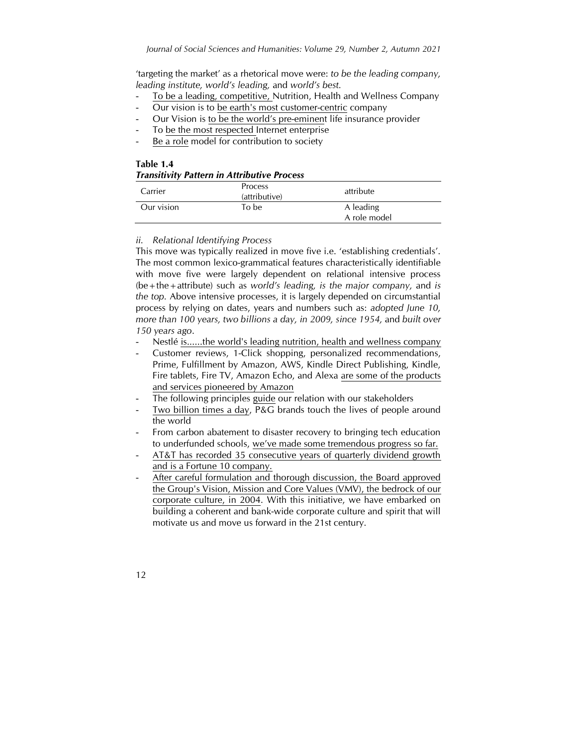'targeting the market' as a rhetorical move were: *to be the leading company, leading institute, world's leading,* and *world's best.*

- To be a leading, competitive, Nutrition, Health and Wellness Company
- Our vision is to be earth's most customer-centric company
- Our Vision is to be the world's pre-eminent life insurance provider
- To be the most respected Internet enterprise
- Be a role model for contribution to society

**Table 1.4**
***Transitivity Pattern in Attributive Process***

| Carrier | Process (attributive) | attribute |
|---|---|---|
| Our vision | To be | A leading<br>A role model |

*ii. Relational Identifying Process*

This move was typically realized in move five i.e. 'establishing credentials'. The most common lexico-grammatical features characteristically identifiable with move five were largely dependent on relational intensive process (be + the + attribute) such as *world's leading, is the major company,* and *is the top.* Above intensive processes, it is largely depended on circumstantial process by relying on dates, years and numbers such as: *adopted June 10, more than 100 years, two billions a day, in 2009, since 1954,* and *built over 150 years ago*.

- Nestlé is......the world's leading nutrition, health and wellness company
- Customer reviews, 1-Click shopping, personalized recommendations, Prime, Fulfillment by Amazon, AWS, Kindle Direct Publishing, Kindle, Fire tablets, Fire TV, Amazon Echo, and Alexa are some of the products and services pioneered by Amazon
- The following principles guide our relation with our stakeholders
- Two billion times a day, P&G brands touch the lives of people around the world
- From carbon abatement to disaster recovery to bringing tech education to underfunded schools, we've made some tremendous progress so far.
- AT&T has recorded 35 consecutive years of quarterly dividend growth and is a Fortune 10 company.
- After careful formulation and thorough discussion, the Board approved the Group's Vision, Mission and Core Values (VMV), the bedrock of our corporate culture, in 2004. With this initiative, we have embarked on building a coherent and bank-wide corporate culture and spirit that will motivate us and move us forward in the 21st century.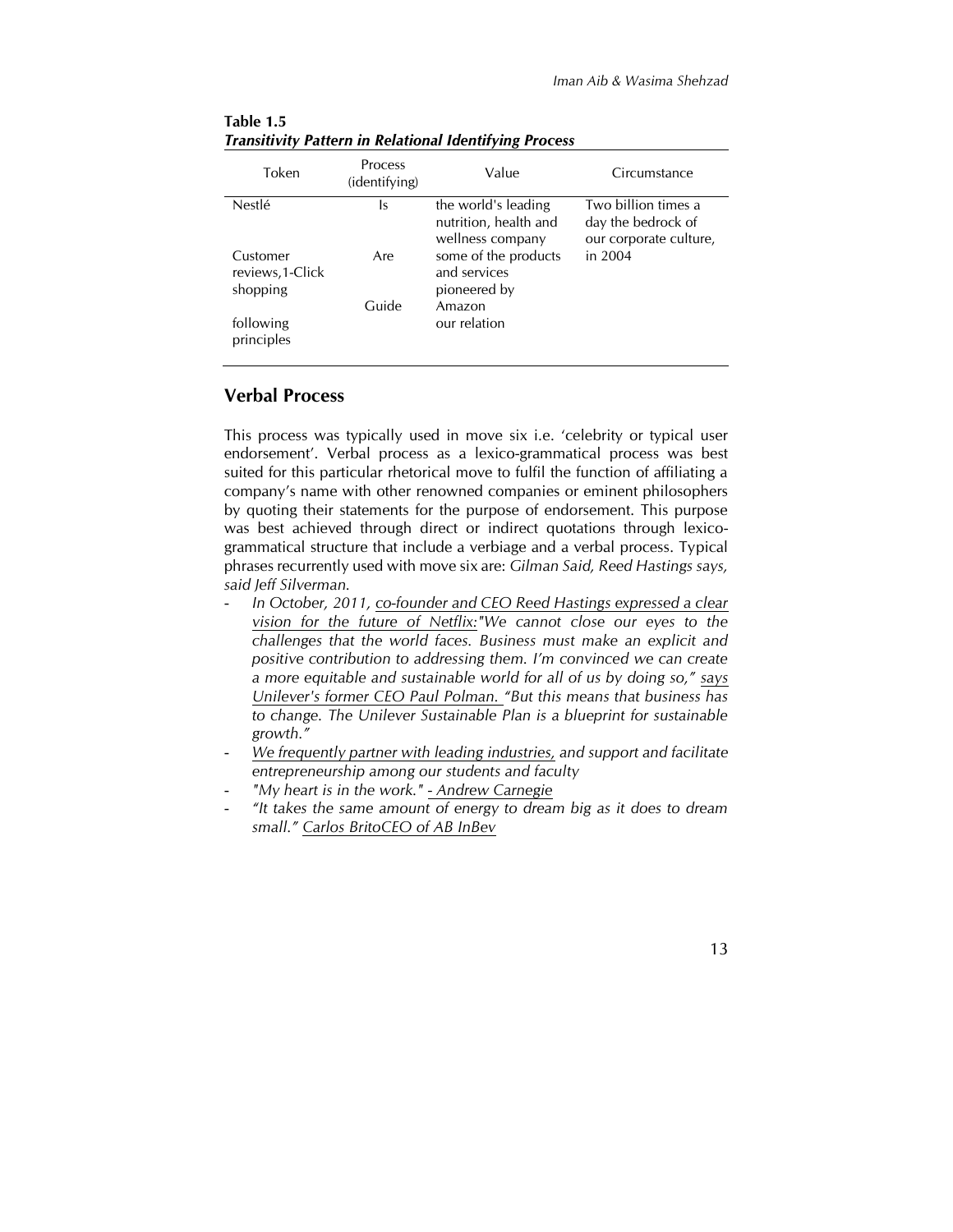**Table 1.5**
***Transitivity Pattern in Relational Identifying Process***

| Token | Process (identifying) | Value | Circumstance |
|---|---|---|---|
| Nestlé | Is | the world's leading nutrition, health and wellness company | Two billion times a day the bedrock of our corporate culture, |
| Customer reviews,1-Click shopping | Are | some of the products and services pioneered by Amazon | in 2004 |
| following principles | Guide | our relation | |

## Verbal Process

This process was typically used in move six i.e. 'celebrity or typical user endorsement'. Verbal process as a lexico-grammatical process was best suited for this particular rhetorical move to fulfil the function of affiliating a company's name with other renowned companies or eminent philosophers by quoting their statements for the purpose of endorsement. This purpose was best achieved through direct or indirect quotations through lexico-grammatical structure that include a verbiage and a verbal process. Typical phrases recurrently used with move six are: *Gilman Said, Reed Hastings says, said Jeff Silverman.*

- *In October, 2011, <u>co-founder and CEO Reed Hastings expressed a clear vision for the future of Netflix:</u>"We cannot close our eyes to the challenges that the world faces. Business must make an explicit and positive contribution to addressing them. I'm convinced we can create a more equitable and sustainable world for all of us by doing so," <u>says Unilever's former CEO Paul Polman.</u> "But this means that business has to change. The Unilever Sustainable Plan is a blueprint for sustainable growth."*
- *<u>We frequently partner with leading industries,</u> and support and facilitate entrepreneurship among our students and faculty*
- *"My heart is in the work." <u>- Andrew Carnegie</u>*
- *"It takes the same amount of energy to dream big as it does to dream small." <u>Carlos BritoCEO of AB InBev</u>*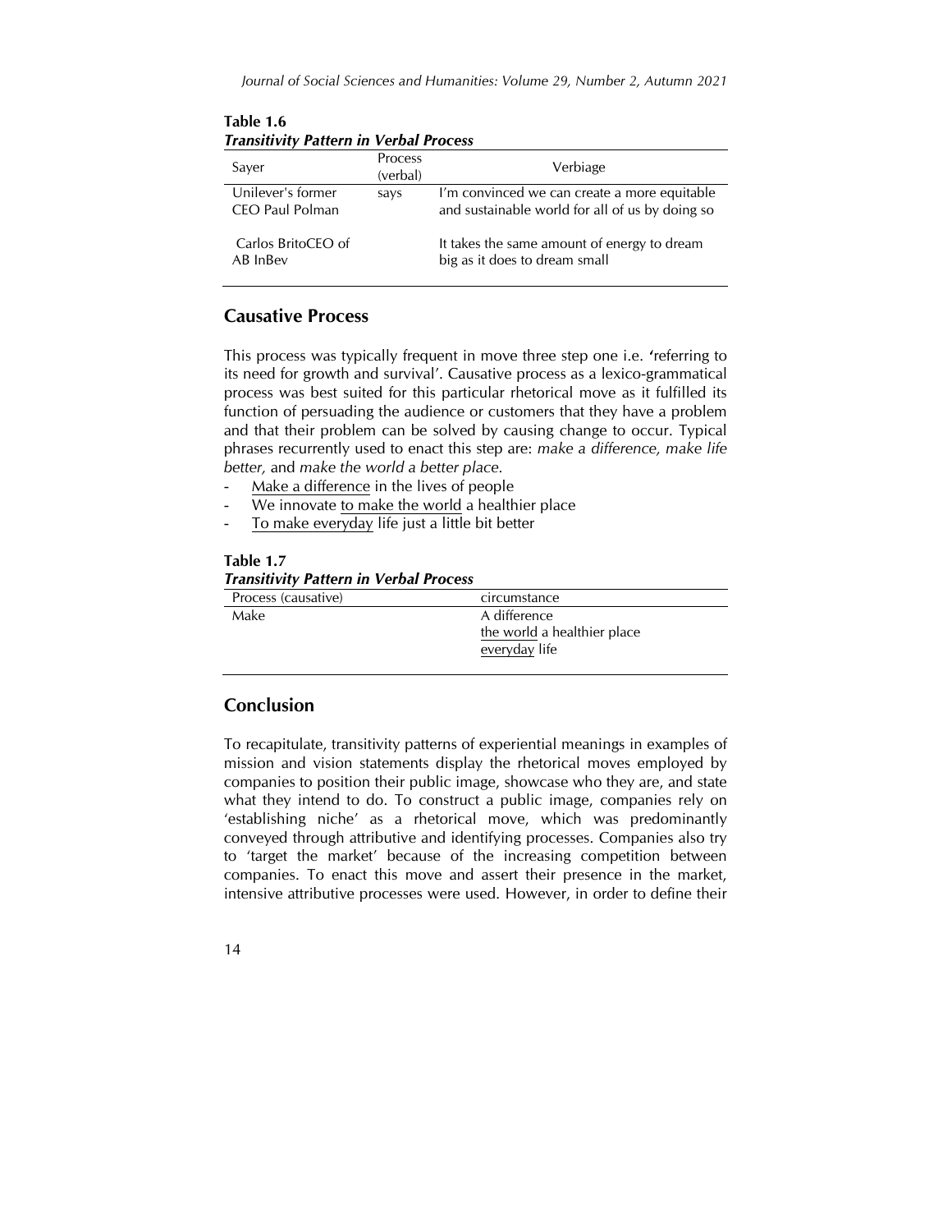**Table 1.6**
***Transitivity Pattern in Verbal Process***

| Sayer | Process (verbal) | Verbiage |
|---|---|---|
| Unilever's former CEO Paul Polman | says | I'm convinced we can create a more equitable and sustainable world for all of us by doing so |
| Carlos BritoCEO of AB InBev | | It takes the same amount of energy to dream big as it does to dream small |

## Causative Process

This process was typically frequent in move three step one i.e. 'referring to its need for growth and survival'. Causative process as a lexico-grammatical process was best suited for this particular rhetorical move as it fulfilled its function of persuading the audience or customers that they have a problem and that their problem can be solved by causing change to occur. Typical phrases recurrently used to enact this step are: *make a difference, make life better,* and *make the world a better place.*

- Make a difference in the lives of people
- We innovate to make the world a healthier place
- To make everyday life just a little bit better

**Table 1.7**
***Transitivity Pattern in Verbal Process***

| Process (causative) | circumstance |
|---|---|
| Make | A difference<br>the world a healthier place<br>everyday life |

## Conclusion

To recapitulate, transitivity patterns of experiential meanings in examples of mission and vision statements display the rhetorical moves employed by companies to position their public image, showcase who they are, and state what they intend to do. To construct a public image, companies rely on 'establishing niche' as a rhetorical move, which was predominantly conveyed through attributive and identifying processes. Companies also try to 'target the market' because of the increasing competition between companies. To enact this move and assert their presence in the market, intensive attributive processes were used. However, in order to define their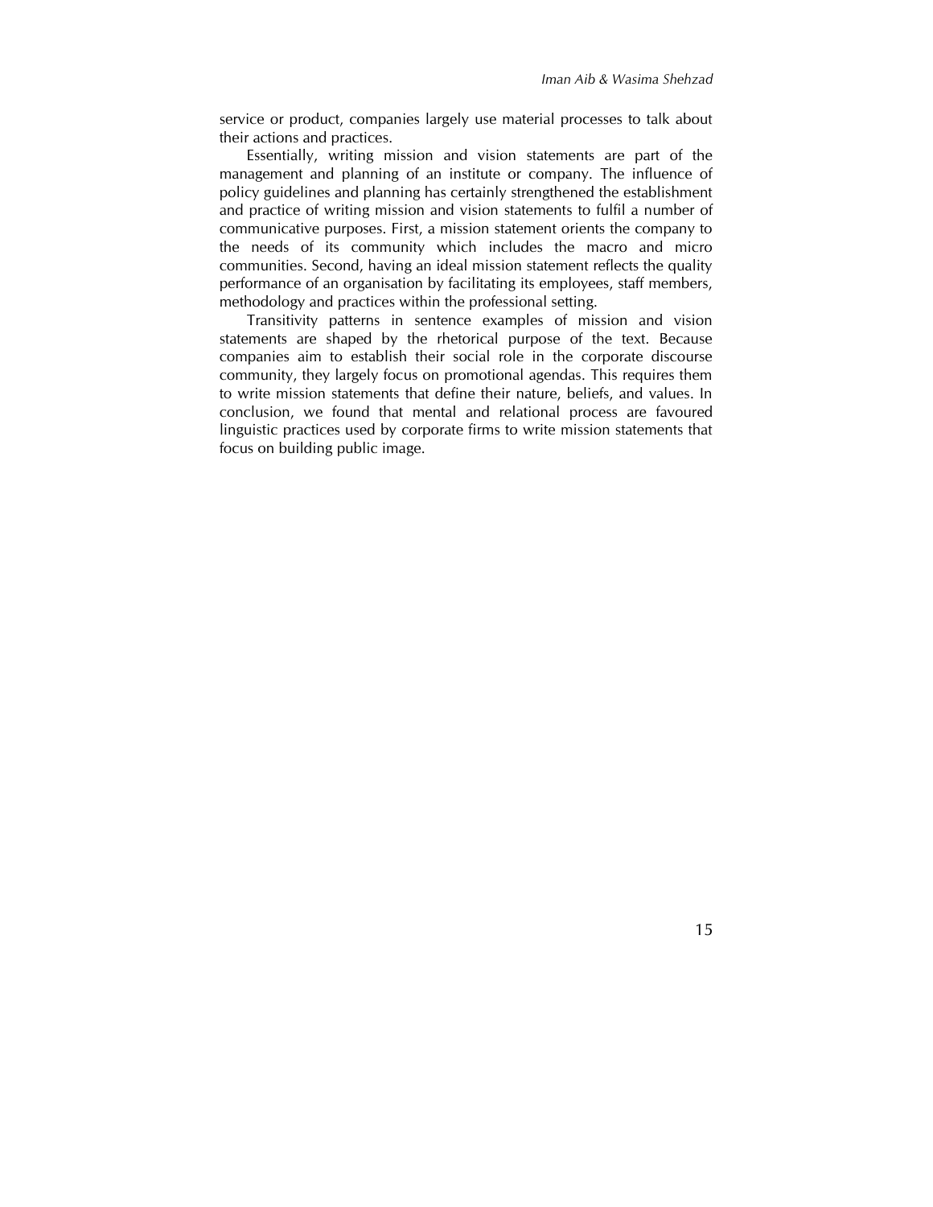service or product, companies largely use material processes to talk about their actions and practices.

Essentially, writing mission and vision statements are part of the management and planning of an institute or company. The influence of policy guidelines and planning has certainly strengthened the establishment and practice of writing mission and vision statements to fulfil a number of communicative purposes. First, a mission statement orients the company to the needs of its community which includes the macro and micro communities. Second, having an ideal mission statement reflects the quality performance of an organisation by facilitating its employees, staff members, methodology and practices within the professional setting.

Transitivity patterns in sentence examples of mission and vision statements are shaped by the rhetorical purpose of the text. Because companies aim to establish their social role in the corporate discourse community, they largely focus on promotional agendas. This requires them to write mission statements that define their nature, beliefs, and values. In conclusion, we found that mental and relational process are favoured linguistic practices used by corporate firms to write mission statements that focus on building public image.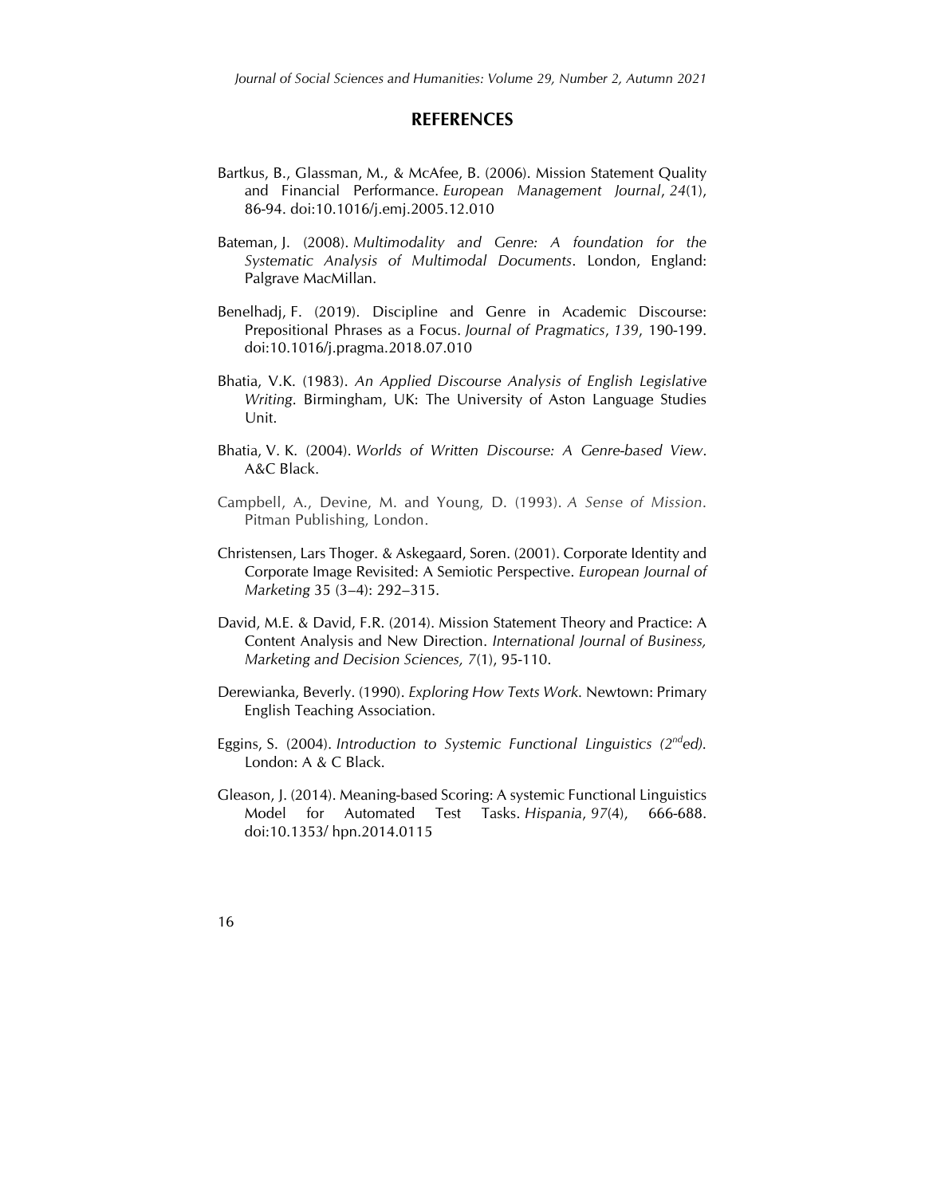## REFERENCES

Bartkus, B., Glassman, M., & McAfee, B. (2006). Mission Statement Quality and Financial Performance. *European Management Journal*, *24*(1), 86-94. doi:10.1016/j.emj.2005.12.010

Bateman, J. (2008). *Multimodality and Genre: A foundation for the Systematic Analysis of Multimodal Documents*. London, England: Palgrave MacMillan.

Benelhadj, F. (2019). Discipline and Genre in Academic Discourse: Prepositional Phrases as a Focus. *Journal of Pragmatics*, *139*, 190-199. doi:10.1016/j.pragma.2018.07.010

Bhatia, V.K. (1983). *An Applied Discourse Analysis of English Legislative Writing*. Birmingham, UK: The University of Aston Language Studies Unit.

Bhatia, V. K. (2004). *Worlds of Written Discourse: A Genre-based View*. A&C Black.

Campbell, A., Devine, M. and Young, D. (1993). *A Sense of Mission*. Pitman Publishing, London.

Christensen, Lars Thoger. & Askegaard, Soren. (2001). Corporate Identity and Corporate Image Revisited: A Semiotic Perspective. *European Journal of Marketing* 35 (3–4): 292–315.

David, M.E. & David, F.R. (2014). Mission Statement Theory and Practice: A Content Analysis and New Direction. *International Journal of Business, Marketing and Decision Sciences, 7*(1), 95-110.

Derewianka, Beverly. (1990). *Exploring How Texts Work*. Newtown: Primary English Teaching Association.

Eggins, S. (2004). *Introduction to Systemic Functional Linguistics (2nd ed).* London: A & C Black.

Gleason, J. (2014). Meaning-based Scoring: A systemic Functional Linguistics Model for Automated Test Tasks. *Hispania*, *97*(4), 666-688. doi:10.1353/ hpn.2014.0115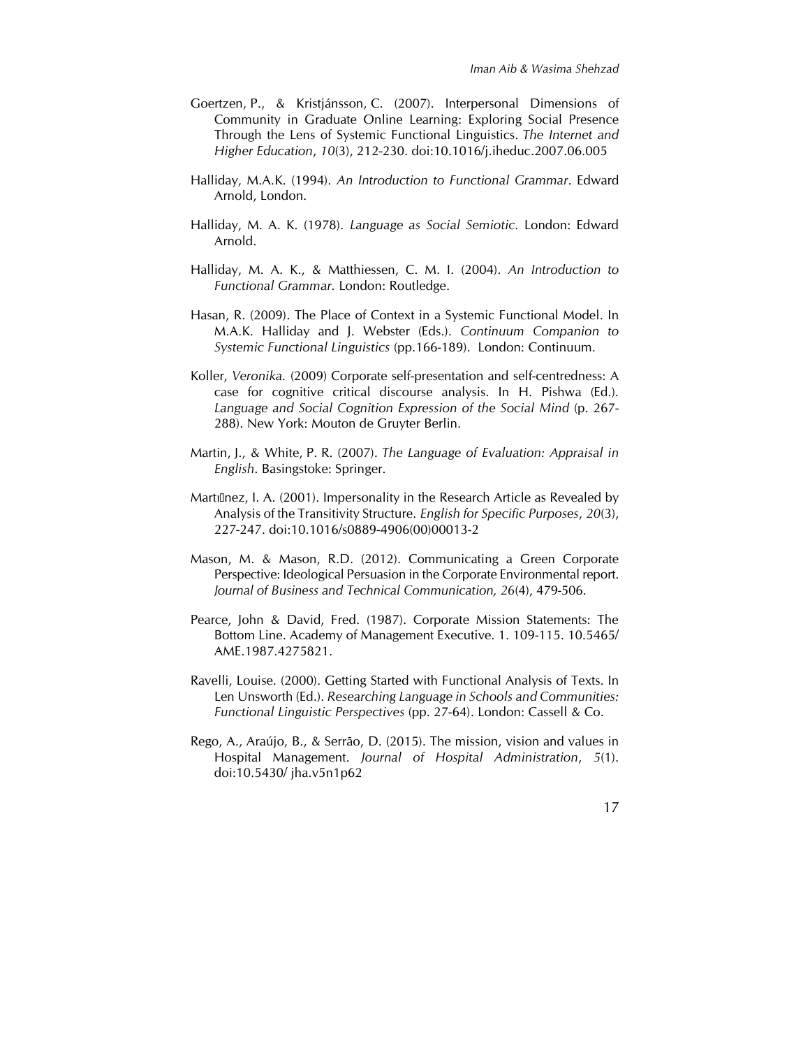Goertzen, P., & Kristjánsson, C. (2007). Interpersonal Dimensions of Community in Graduate Online Learning: Exploring Social Presence Through the Lens of Systemic Functional Linguistics. *The Internet and Higher Education*, *10*(3), 212-230. doi:10.1016/j.iheduc.2007.06.005

Halliday, M.A.K. (1994). *An Introduction to Functional Grammar*. Edward Arnold, London.

Halliday, M. A. K. (1978). *Language as Social Semiotic.* London: Edward Arnold.

Halliday, M. A. K., & Matthiessen, C. M. I. (2004). *An Introduction to Functional Grammar.* London: Routledge.

Hasan, R. (2009). The Place of Context in a Systemic Functional Model. In M.A.K. Halliday and J. Webster (Eds.). *Continuum Companion to Systemic Functional Linguistics* (pp.166-189). London: Continuum.

Koller, *Veronika.* (2009) Corporate self-presentation and self-centredness: A case for cognitive critical discourse analysis. In H. Pishwa (Ed.). *Language and Social Cognition Expression of the Social Mind* (p. 267-288). New York: Mouton de Gruyter Berlin.

Martin, J., & White, P. R. (2007). *The Language of Evaluation: Appraisal in English*. Basingstoke: Springer.

Martınnez, I. A. (2001). Impersonality in the Research Article as Revealed by Analysis of the Transitivity Structure. *English for Specific Purposes*, *20*(3), 227-247. doi:10.1016/s0889-4906(00)00013-2

Mason, M. & Mason, R.D. (2012). Communicating a Green Corporate Perspective: Ideological Persuasion in the Corporate Environmental report. *Journal of Business and Technical Communication, 26*(4), 479-506.

Pearce, John & David, Fred. (1987). Corporate Mission Statements: The Bottom Line. Academy of Management Executive. 1. 109-115. 10.5465/ AME.1987.4275821.

Ravelli, Louise. (2000). Getting Started with Functional Analysis of Texts. In Len Unsworth (Ed.). *Researching Language in Schools and Communities: Functional Linguistic Perspectives* (pp. 27-64). London: Cassell & Co.

Rego, A., Araújo, B., & Serrão, D. (2015). The mission, vision and values in Hospital Management. *Journal of Hospital Administration*, *5*(1). doi:10.5430/ jha.v5n1p62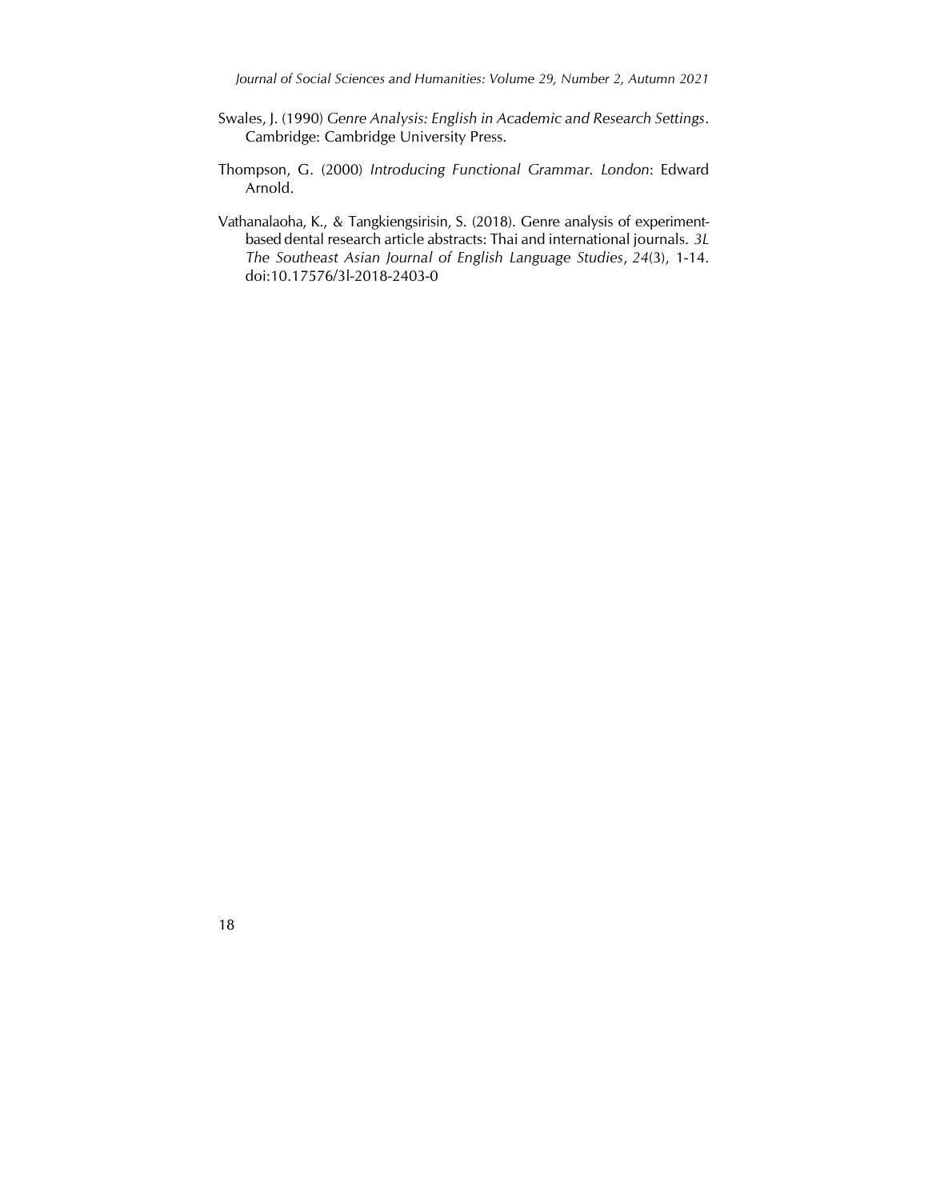Swales, J. (1990) *Genre Analysis: English in Academic and Research Settings*. Cambridge: Cambridge University Press.

Thompson, G. (2000) *Introducing Functional Grammar. London*: Edward Arnold.

Vathanalaoha, K., & Tangkiengsirisin, S. (2018). Genre analysis of experiment-based dental research article abstracts: Thai and international journals. *3L The Southeast Asian Journal of English Language Studies*, *24*(3), 1-14. doi:10.17576/3l-2018-2403-0